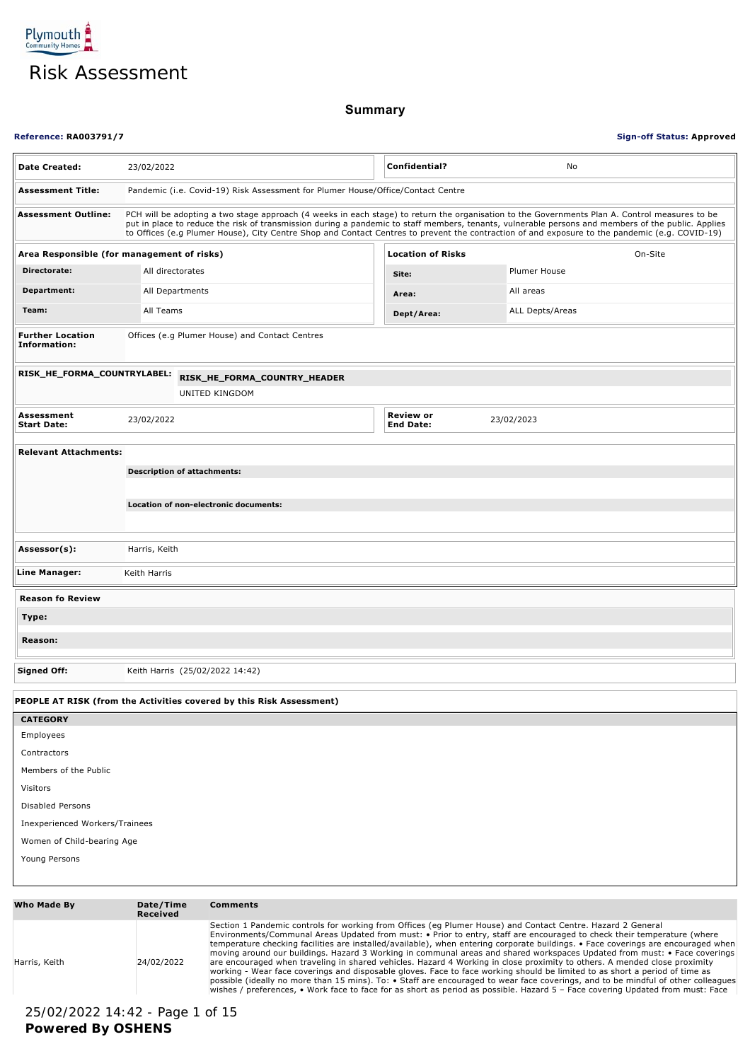Plymouth Community Homes

# Risk Assessment

## Summary

**Reference: RA003791/7** **Sign-off Status: Approved**

| | | | |
|---|---|---|---|
| **Date Created:** | 23/02/2022 | **Confidential?** | No |
| **Assessment Title:** | Pandemic (i.e. Covid-19) Risk Assessment for Plumer House/Office/Contact Centre | | |
| **Assessment Outline:** | PCH will be adopting a two stage approach (4 weeks in each stage) to return the organisation to the Governments Plan A. Control measures to be put in place to reduce the risk of transmission during a pandemic to staff members, tenants, vulnerable persons and members of the public. Applies to Offices (e.g Plumer House), City Centre Shop and Contact Centres to prevent the contraction of and exposure to the pandemic (e.g. COVID-19) | | |

| **Area Responsible (for management of risks)** | | **Location of Risks** | On-Site |
|---|---|---|---|
| **Directorate:** | All directorates | **Site:** | Plumer House |
| **Department:** | All Departments | **Area:** | All areas |
| **Team:** | All Teams | **Dept/Area:** | ALL Depts/Areas |

| | |
|---|---|
| **Further Location Information:** | Offices (e.g Plumer House) and Contact Centres |
| **RISK_HE_FORMA_COUNTRYLABEL:** | **RISK_HE_FORMA_COUNTRY_HEADER** UNITED KINGDOM |

| | | | |
|---|---|---|---|
| **Assessment Start Date:** | 23/02/2022 | **Review or End Date:** | 23/02/2023 |

**Relevant Attachments:**

**Description of attachments:**

**Location of non-electronic documents:**

| | |
|---|---|
| **Assessor(s):** | Harris, Keith |
| **Line Manager:** | Keith Harris |

**Reason fo Review**

**Type:**

**Reason:**

| | |
|---|---|
| **Signed Off:** | Keith Harris (25/02/2022 14:42) |

**PEOPLE AT RISK (from the Activities covered by this Risk Assessment)**

| CATEGORY |
|---|
| Employees |
| Contractors |
| Members of the Public |
| Visitors |
| Disabled Persons |
| Inexperienced Workers/Trainees |
| Women of Child-bearing Age |
| Young Persons |

| Who Made By | Date/Time Received | Comments |
|---|---|---|
| Harris, Keith | 24/02/2022 | Section 1 Pandemic controls for working from Offices (eg Plumer House) and Contact Centre. Hazard 2 General Environments/Communal Areas Updated from must: • Prior to entry, staff are encouraged to check their temperature (where temperature checking facilities are installed/available), when entering corporate buildings. • Face coverings are encouraged when moving around our buildings. Hazard 3 Working in communal areas and shared workspaces Updated from must: • Face coverings are encouraged when traveling in shared vehicles. Hazard 4 Working in close proximity to others. A mended close proximity working - Wear face coverings and disposable gloves. Face to face working should be limited to as short a period of time as possible (ideally no more than 15 mins). To: • Staff are encouraged to wear face coverings, and to be mindful of other colleagues wishes / preferences, • Work face to face for as short as period as possible. Hazard 5 – Face covering Updated from must: Face |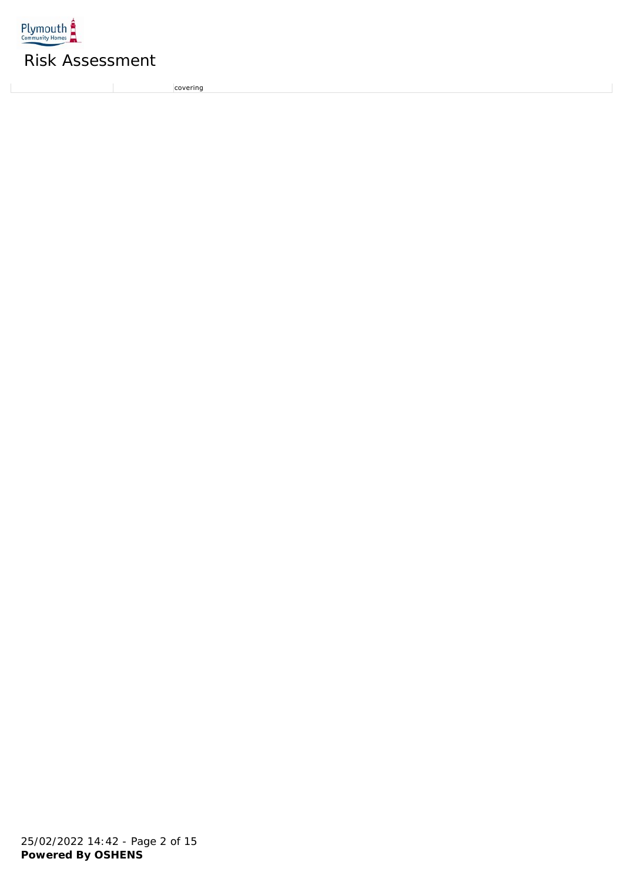| | | covering |
|---|---|---|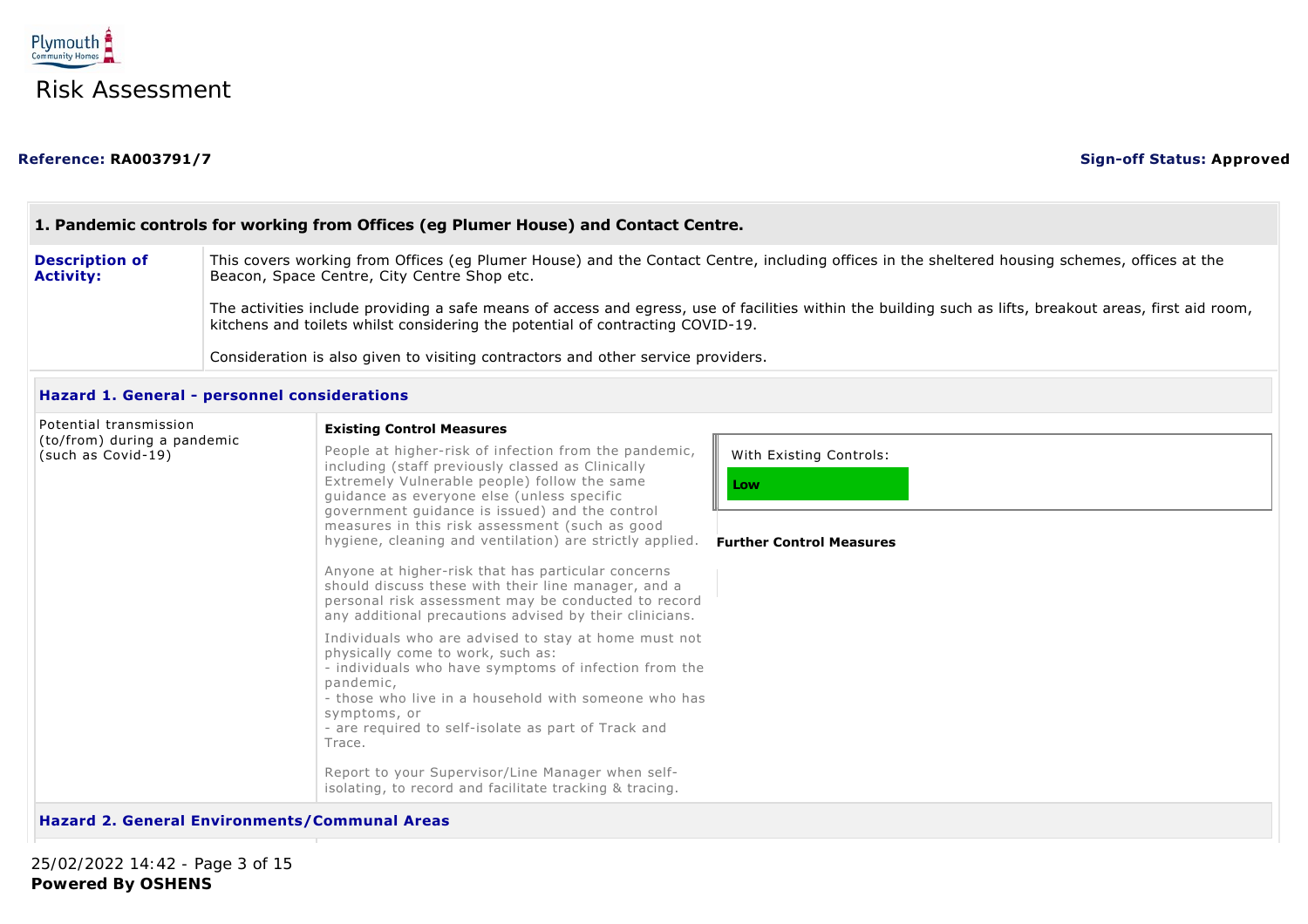Plymouth Community Homes

# Risk Assessment

**Reference: RA003791/7** **Sign-off Status: Approved**

## 1. Pandemic controls for working from Offices (eg Plumer House) and Contact Centre.

| | |
|---|---|
| **Description of Activity:** | This covers working from Offices (eg Plumer House) and the Contact Centre, including offices in the sheltered housing schemes, offices at the Beacon, Space Centre, City Centre Shop etc.<br><br>The activities include providing a safe means of access and egress, use of facilities within the building such as lifts, breakout areas, first aid room, kitchens and toilets whilst considering the potential of contracting COVID-19.<br><br>Consideration is also given to visiting contractors and other service providers. |

### Hazard 1. General - personnel considerations

Potential transmission (to/from) during a pandemic (such as Covid-19)

**Existing Control Measures**

People at higher-risk of infection from the pandemic, including (staff previously classed as Clinically Extremely Vulnerable people) follow the same guidance as everyone else (unless specific government guidance is issued) and the control measures in this risk assessment (such as good hygiene, cleaning and ventilation) are strictly applied.

Anyone at higher-risk that has particular concerns should discuss these with their line manager, and a personal risk assessment may be conducted to record any additional precautions advised by their clinicians.

Individuals who are advised to stay at home must not physically come to work, such as:
- individuals who have symptoms of infection from the pandemic,
- those who live in a household with someone who has symptoms, or
- are required to self-isolate as part of Track and Trace.

Report to your Supervisor/Line Manager when self-isolating, to record and facilitate tracking & tracing.

With Existing Controls: **Low**

**Further Control Measures**

### Hazard 2. General Environments/Communal Areas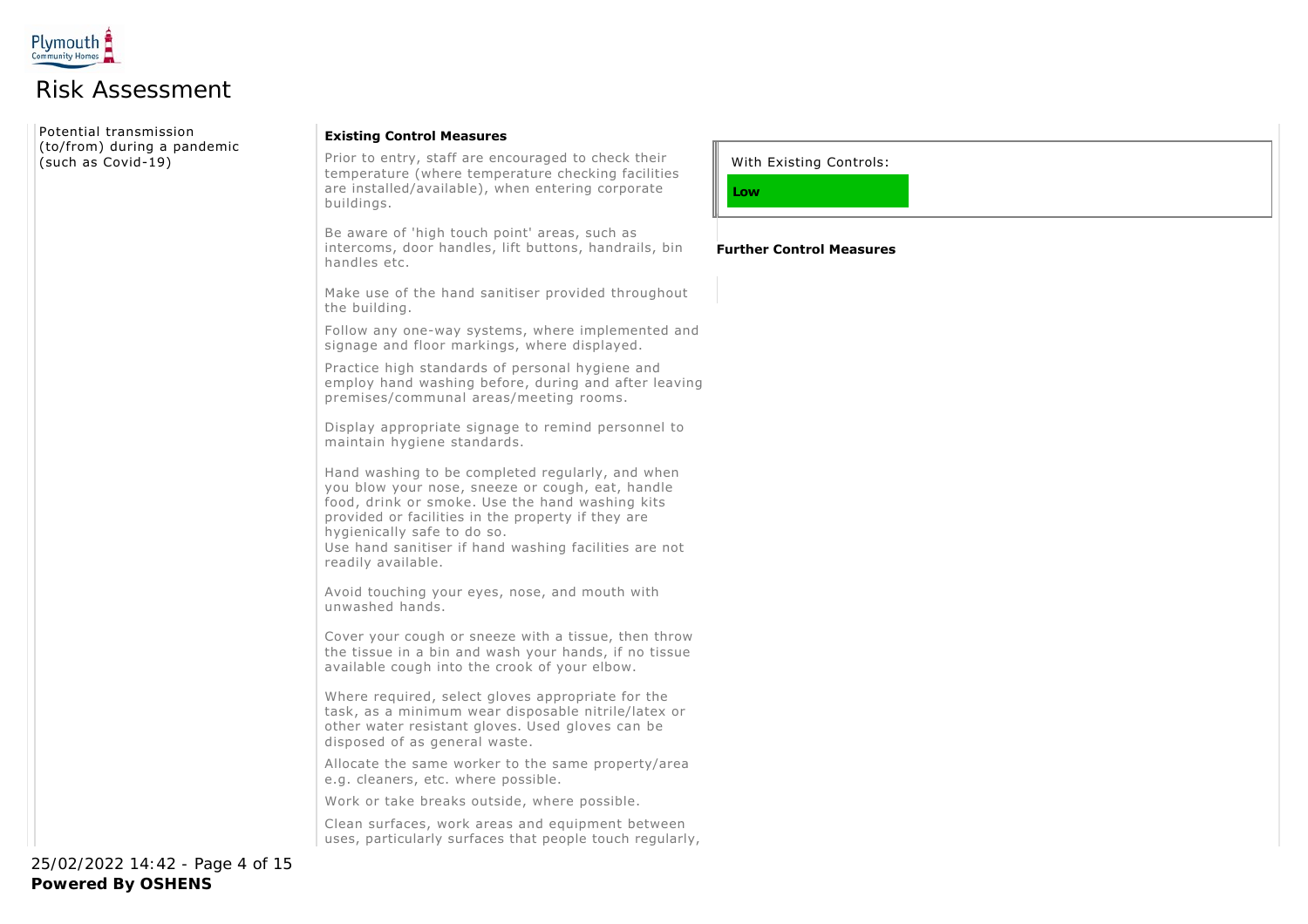# Risk Assessment

| Hazard | Existing Control Measures | Risk Rating / Further Control Measures |
| --- | --- | --- |
| Potential transmission (to/from) during a pandemic (such as Covid-19) | **Existing Control Measures**<br><br>Prior to entry, staff are encouraged to check their temperature (where temperature checking facilities are installed/available), when entering corporate buildings.<br><br>Be aware of 'high touch point' areas, such as intercoms, door handles, lift buttons, handrails, bin handles etc.<br><br>Make use of the hand sanitiser provided throughout the building.<br><br>Follow any one-way systems, where implemented and signage and floor markings, where displayed.<br><br>Practice high standards of personal hygiene and employ hand washing before, during and after leaving premises/communal areas/meeting rooms.<br><br>Display appropriate signage to remind personnel to maintain hygiene standards.<br><br>Hand washing to be completed regularly, and when you blow your nose, sneeze or cough, eat, handle food, drink or smoke. Use the hand washing kits provided or facilities in the property if they are hygienically safe to do so.<br>Use hand sanitiser if hand washing facilities are not readily available.<br><br>Avoid touching your eyes, nose, and mouth with unwashed hands.<br><br>Cover your cough or sneeze with a tissue, then throw the tissue in a bin and wash your hands, if no tissue available cough into the crook of your elbow.<br><br>Where required, select gloves appropriate for the task, as a minimum wear disposable nitrile/latex or other water resistant gloves. Used gloves can be disposed of as general waste.<br><br>Allocate the same worker to the same property/area e.g. cleaners, etc. where possible.<br><br>Work or take breaks outside, where possible.<br><br>Clean surfaces, work areas and equipment between uses, particularly surfaces that people touch regularly, | With Existing Controls:<br><br>**Low**<br><br>**Further Control Measures** |

25/02/2022 14:42

**Powered By OSHENS**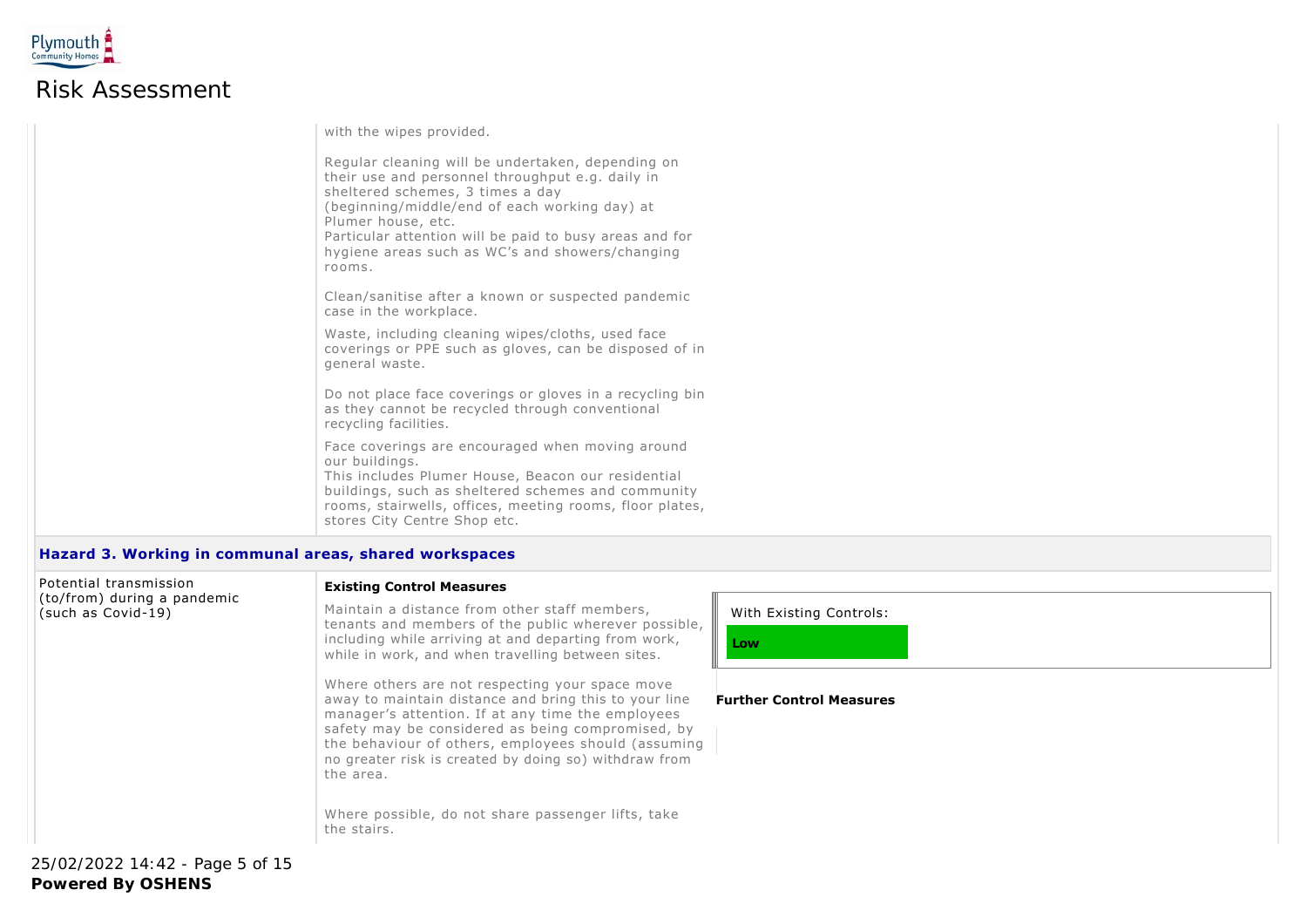with the wipes provided.

Regular cleaning will be undertaken, depending on their use and personnel throughput e.g. daily in sheltered schemes, 3 times a day (beginning/middle/end of each working day) at Plumer house, etc.
Particular attention will be paid to busy areas and for hygiene areas such as WC's and showers/changing rooms.

Clean/sanitise after a known or suspected pandemic case in the workplace.

Waste, including cleaning wipes/cloths, used face coverings or PPE such as gloves, can be disposed of in general waste.

Do not place face coverings or gloves in a recycling bin as they cannot be recycled through conventional recycling facilities.

Face coverings are encouraged when moving around our buildings.
This includes Plumer House, Beacon our residential buildings, such as sheltered schemes and community rooms, stairwells, offices, meeting rooms, floor plates, stores City Centre Shop etc.

### Hazard 3. Working in communal areas, shared workspaces

Potential transmission (to/from) during a pandemic (such as Covid-19)

**Existing Control Measures**

Maintain a distance from other staff members, tenants and members of the public wherever possible, including while arriving at and departing from work, while in work, and when travelling between sites.

Where others are not respecting your space move away to maintain distance and bring this to your line manager's attention. If at any time the employees safety may be considered as being compromised, by the behaviour of others, employees should (assuming no greater risk is created by doing so) withdraw from the area.

Where possible, do not share passenger lifts, take the stairs.

With Existing Controls: **Low**

**Further Control Measures**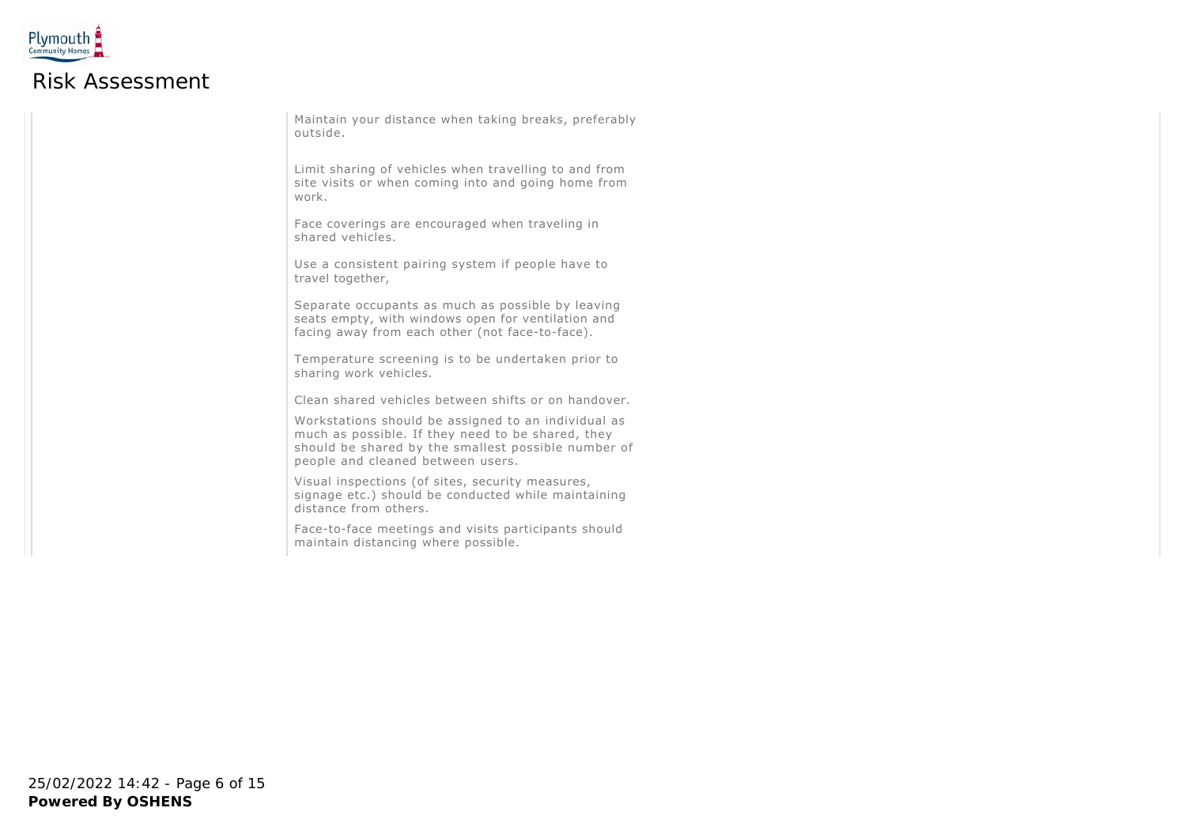# Risk Assessment

Maintain your distance when taking breaks, preferably outside.

Limit sharing of vehicles when travelling to and from site visits or when coming into and going home from work.

Face coverings are encouraged when traveling in shared vehicles.

Use a consistent pairing system if people have to travel together,

Separate occupants as much as possible by leaving seats empty, with windows open for ventilation and facing away from each other (not face-to-face).

Temperature screening is to be undertaken prior to sharing work vehicles.

Clean shared vehicles between shifts or on handover.

Workstations should be assigned to an individual as much as possible. If they need to be shared, they should be shared by the smallest possible number of people and cleaned between users.

Visual inspections (of sites, security measures, signage etc.) should be conducted while maintaining distance from others.

Face-to-face meetings and visits participants should maintain distancing where possible.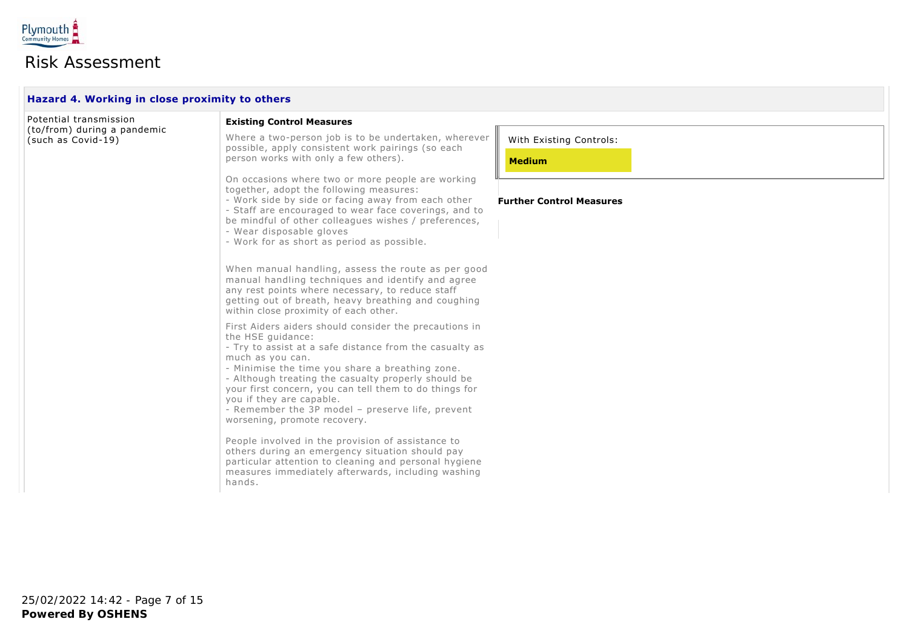Risk Assessment

### Hazard 4. Working in close proximity to others

| Hazard | Existing Control Measures | Risk Rating / Further Control Measures |
| --- | --- | --- |
| Potential transmission (to/from) during a pandemic (such as Covid-19) | Where a two-person job is to be undertaken, wherever possible, apply consistent work pairings (so each person works with only a few others).<br><br>On occasions where two or more people are working together, adopt the following measures:<br>- Work side by side or facing away from each other<br>- Staff are encouraged to wear face coverings, and to be mindful of other colleagues wishes / preferences,<br>- Wear disposable gloves<br>- Work for as short as period as possible.<br><br>When manual handling, assess the route as per good manual handling techniques and identify and agree any rest points where necessary, to reduce staff getting out of breath, heavy breathing and coughing within close proximity of each other.<br><br>First Aiders aiders should consider the precautions in the HSE guidance:<br>- Try to assist at a safe distance from the casualty as much as you can.<br>- Minimise the time you share a breathing zone.<br>- Although treating the casualty properly should be your first concern, you can tell them to do things for you if they are capable.<br>- Remember the 3P model – preserve life, prevent worsening, promote recovery.<br><br>People involved in the provision of assistance to others during an emergency situation should pay particular attention to cleaning and personal hygiene measures immediately afterwards, including washing hands. | With Existing Controls: **Medium**<br><br>**Further Control Measures** |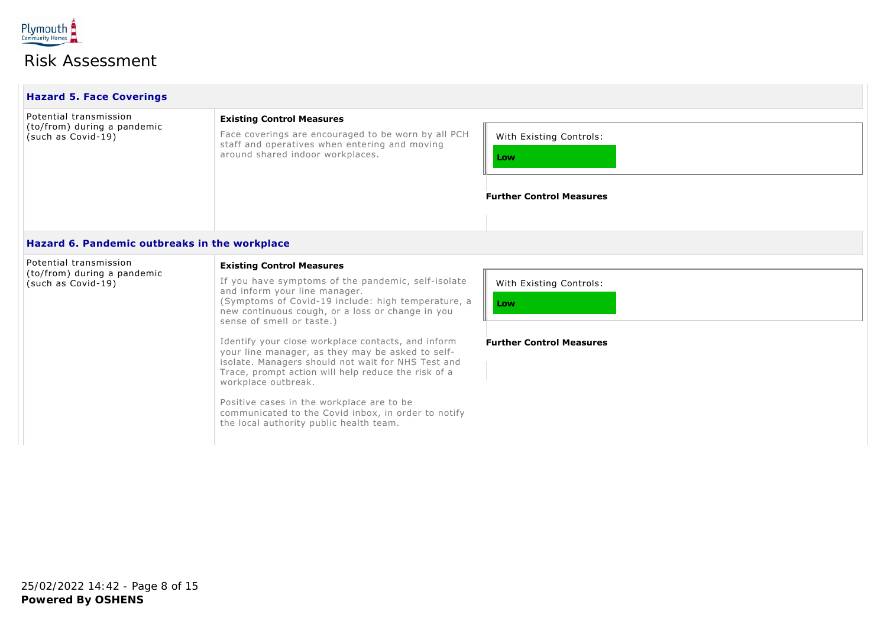# Risk Assessment

### Hazard 5. Face Coverings

| Hazard | Existing Control Measures | Risk Rating |
|---|---|---|
| Potential transmission (to/from) during a pandemic (such as Covid-19) | Face coverings are encouraged to be worn by all PCH staff and operatives when entering and moving around shared indoor workplaces. | With Existing Controls: **Low**<br><br>**Further Control Measures** |

### Hazard 6. Pandemic outbreaks in the workplace

| Hazard | Existing Control Measures | Risk Rating |
|---|---|---|
| Potential transmission (to/from) during a pandemic (such as Covid-19) | If you have symptoms of the pandemic, self-isolate and inform your line manager. (Symptoms of Covid-19 include: high temperature, a new continuous cough, or a loss or change in you sense of smell or taste.)<br><br>Identify your close workplace contacts, and inform your line manager, as they may be asked to self-isolate. Managers should not wait for NHS Test and Trace, prompt action will help reduce the risk of a workplace outbreak.<br><br>Positive cases in the workplace are to be communicated to the Covid inbox, in order to notify the local authority public health team. | With Existing Controls: **Low**<br><br>**Further Control Measures** |

25/02/2022 14:42

**Powered By OSHENS**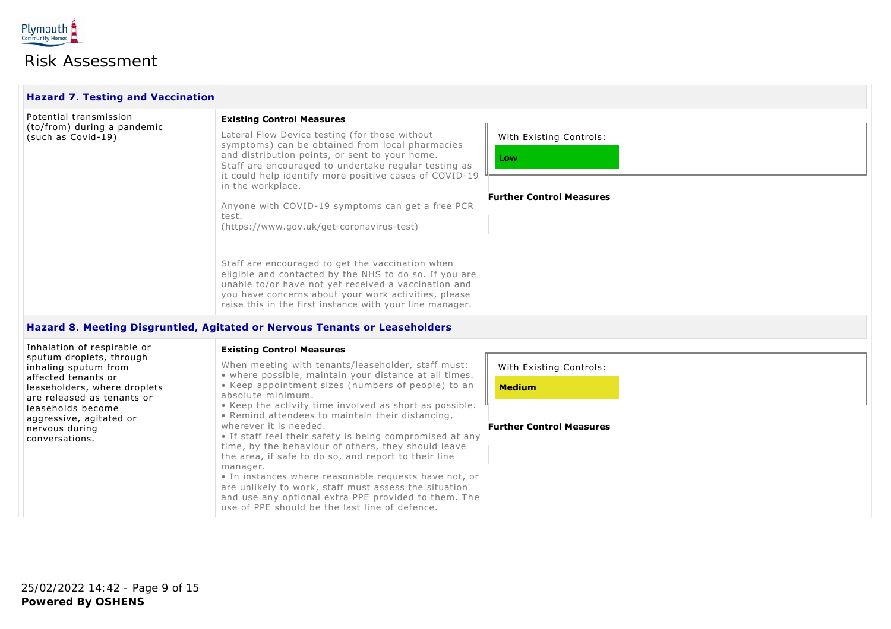# Risk Assessment

### Hazard 7. Testing and Vaccination

Potential transmission (to/from) during a pandemic (such as Covid-19)

**Existing Control Measures**

Lateral Flow Device testing (for those without symptoms) can be obtained from local pharmacies and distribution points, or sent to your home.
Staff are encouraged to undertake regular testing as it could help identify more positive cases of COVID-19 in the workplace.

Anyone with COVID-19 symptoms can get a free PCR test.
(https://www.gov.uk/get-coronavirus-test)

Staff are encouraged to get the vaccination when eligible and contacted by the NHS to do so. If you are unable to/or have not yet received a vaccination and you have concerns about your work activities, please raise this in the first instance with your line manager.

With Existing Controls:

**Low**

**Further Control Measures**

### Hazard 8. Meeting Disgruntled, Agitated or Nervous Tenants or Leaseholders

Inhalation of respirable or sputum droplets, through inhaling sputum from affected tenants or leaseholders, where droplets are released as tenants or leaseholds become aggressive, agitated or nervous during conversations.

**Existing Control Measures**

When meeting with tenants/leaseholder, staff must:
- where possible, maintain your distance at all times.
- Keep appointment sizes (numbers of people) to an absolute minimum.
- Keep the activity time involved as short as possible.
- Remind attendees to maintain their distancing, wherever it is needed.
- If staff feel their safety is being compromised at any time, by the behaviour of others, they should leave the area, if safe to do so, and report to their line manager.
- In instances where reasonable requests have not, or are unlikely to work, staff must assess the situation and use any optional extra PPE provided to them. The use of PPE should be the last line of defence.

With Existing Controls:

**Medium**

**Further Control Measures**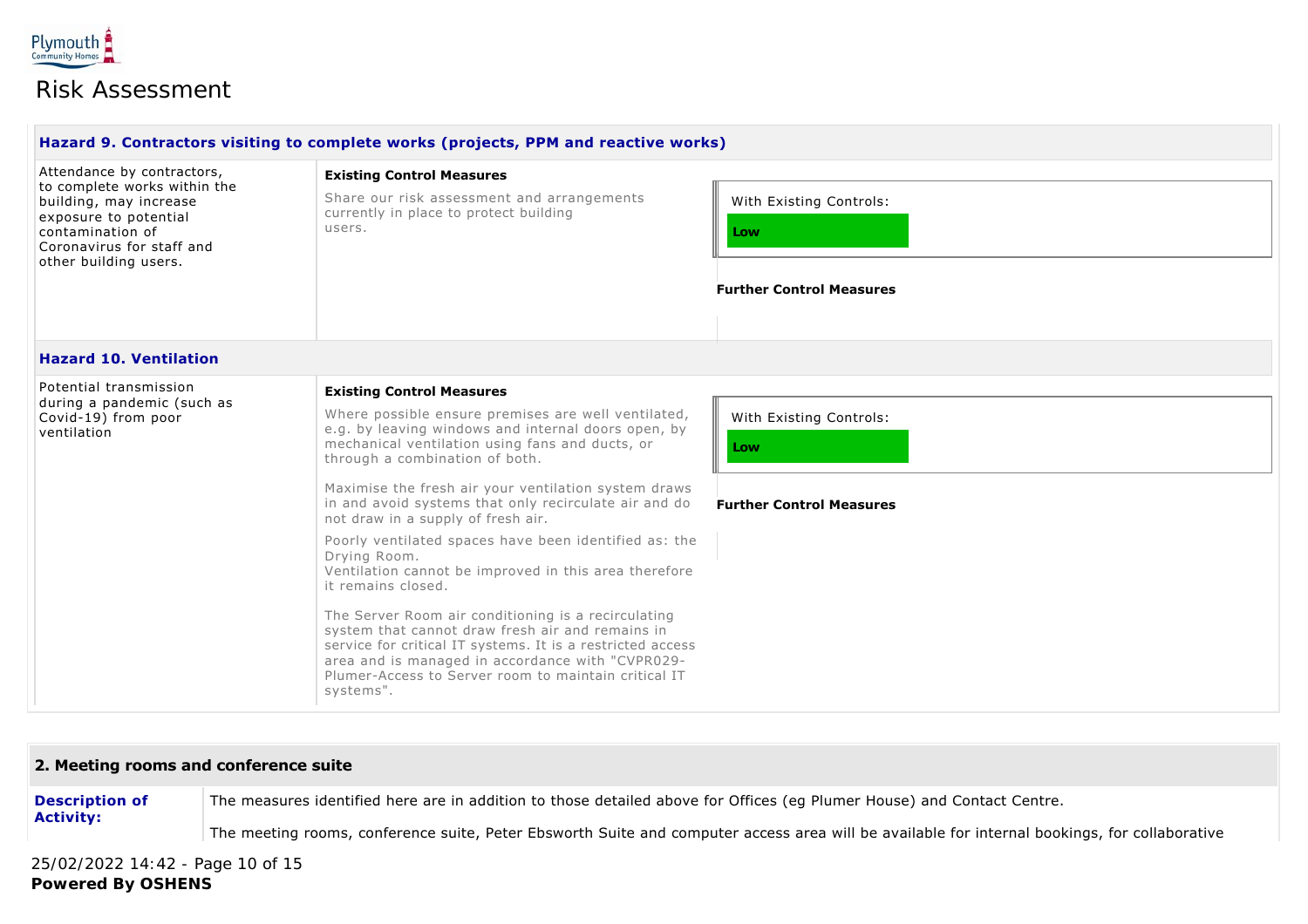# Risk Assessment

### Hazard 9. Contractors visiting to complete works (projects, PPM and reactive works)

| Hazard | Existing Control Measures | Risk Rating |
| --- | --- | --- |
| Attendance by contractors, to complete works within the building, may increase exposure to potential contamination of Coronavirus for staff and other building users. | Share our risk assessment and arrangements currently in place to protect building users. | With Existing Controls: **Low**<br><br>**Further Control Measures** |

### Hazard 10. Ventilation

| Hazard | Existing Control Measures | Risk Rating |
| --- | --- | --- |
| Potential transmission during a pandemic (such as Covid-19) from poor ventilation | Where possible ensure premises are well ventilated, e.g. by leaving windows and internal doors open, by mechanical ventilation using fans and ducts, or through a combination of both.<br><br>Maximise the fresh air your ventilation system draws in and avoid systems that only recirculate air and do not draw in a supply of fresh air.<br><br>Poorly ventilated spaces have been identified as: the Drying Room.<br>Ventilation cannot be improved in this area therefore it remains closed.<br><br>The Server Room air conditioning is a recirculating system that cannot draw fresh air and remains in service for critical IT systems. It is a restricted access area and is managed in accordance with "CVPR029-Plumer-Access to Server room to maintain critical IT systems". | With Existing Controls: **Low**<br><br>**Further Control Measures** |

## 2. Meeting rooms and conference suite

**Description of Activity:**

The measures identified here are in addition to those detailed above for Offices (eg Plumer House) and Contact Centre.

The meeting rooms, conference suite, Peter Ebsworth Suite and computer access area will be available for internal bookings, for collaborative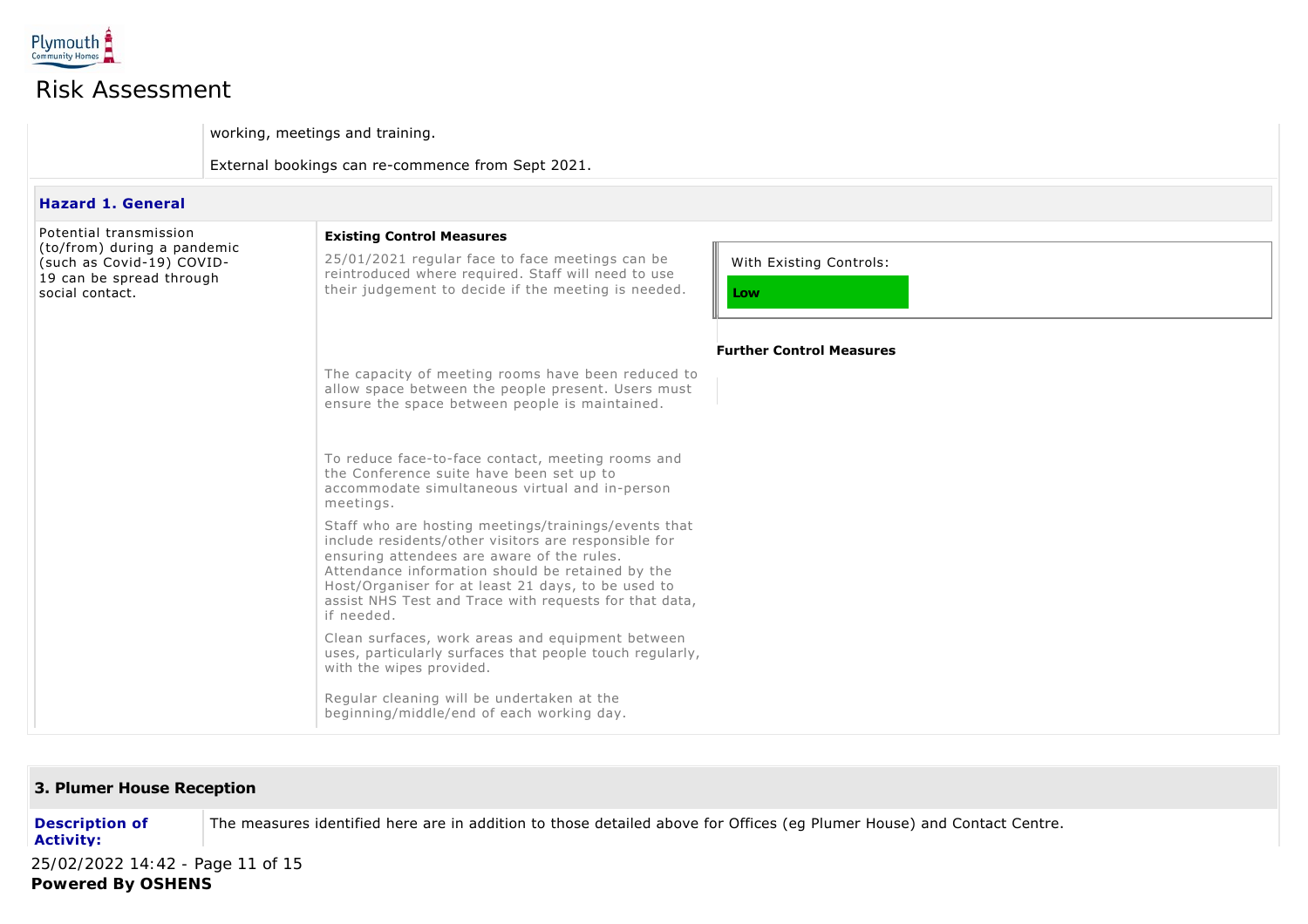| | |
|---|---|
| | working, meetings and training.<br><br>External bookings can re-commence from Sept 2021. |

**Hazard 1. General**

| Hazard | Existing Control Measures | Risk Rating |
|---|---|---|
| Potential transmission (to/from) during a pandemic (such as Covid-19) COVID-19 can be spread through social contact. | 25/01/2021 regular face to face meetings can be reintroduced where required. Staff will need to use their judgement to decide if the meeting is needed.<br><br>The capacity of meeting rooms have been reduced to allow space between the people present. Users must ensure the space between people is maintained.<br><br>To reduce face-to-face contact, meeting rooms and the Conference suite have been set up to accommodate simultaneous virtual and in-person meetings.<br><br>Staff who are hosting meetings/trainings/events that include residents/other visitors are responsible for ensuring attendees are aware of the rules. Attendance information should be retained by the Host/Organiser for at least 21 days, to be used to assist NHS Test and Trace with requests for that data, if needed.<br><br>Clean surfaces, work areas and equipment between uses, particularly surfaces that people touch regularly, with the wipes provided.<br><br>Regular cleaning will be undertaken at the beginning/middle/end of each working day. | With Existing Controls:<br>**Low**<br><br>**Further Control Measures** |

## 3. Plumer House Reception

| | |
|---|---|
| **Description of Activity:** | The measures identified here are in addition to those detailed above for Offices (eg Plumer House) and Contact Centre. |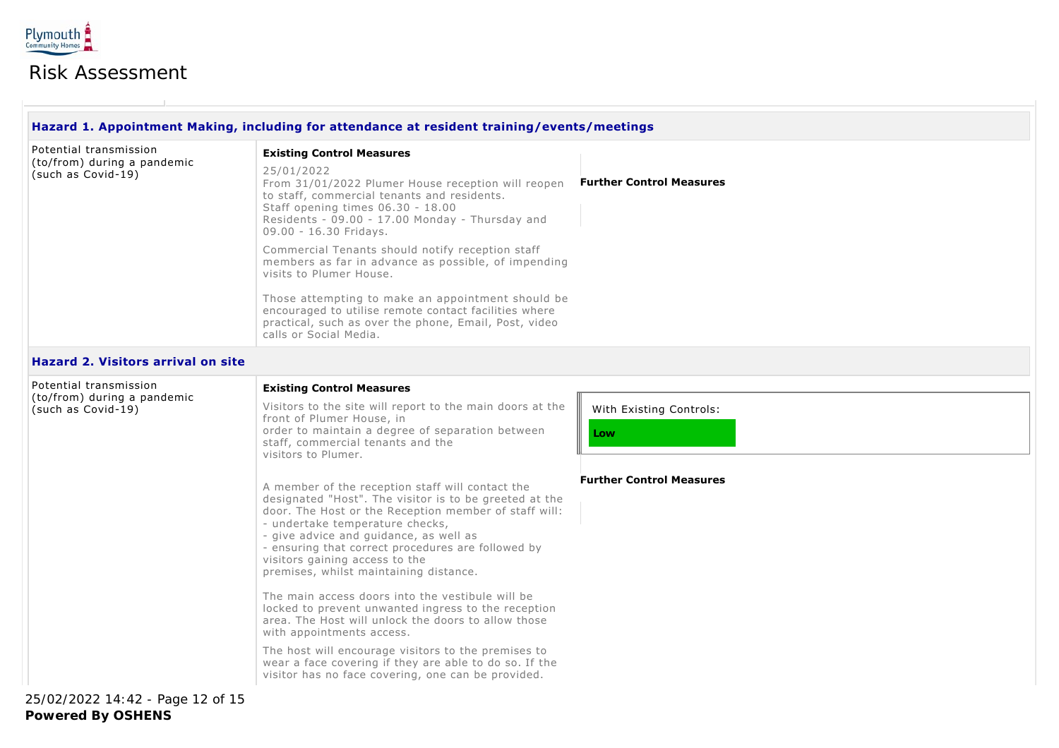# Risk Assessment

### Hazard 1. Appointment Making, including for attendance at resident training/events/meetings

Potential transmission (to/from) during a pandemic (such as Covid-19)

**Existing Control Measures**

25/01/2022
From 31/01/2022 Plumer House reception will reopen to staff, commercial tenants and residents.
Staff opening times 06.30 - 18.00
Residents - 09.00 - 17.00 Monday - Thursday and 09.00 - 16.30 Fridays.

Commercial Tenants should notify reception staff members as far in advance as possible, of impending visits to Plumer House.

Those attempting to make an appointment should be encouraged to utilise remote contact facilities where practical, such as over the phone, Email, Post, video calls or Social Media.

**Further Control Measures**

### Hazard 2. Visitors arrival on site

Potential transmission (to/from) during a pandemic (such as Covid-19)

**Existing Control Measures**

Visitors to the site will report to the main doors at the front of Plumer House, in order to maintain a degree of separation between staff, commercial tenants and the visitors to Plumer.

A member of the reception staff will contact the designated "Host". The visitor is to be greeted at the door. The Host or the Reception member of staff will:
- undertake temperature checks,
- give advice and guidance, as well as
- ensuring that correct procedures are followed by visitors gaining access to the premises, whilst maintaining distance.

The main access doors into the vestibule will be locked to prevent unwanted ingress to the reception area. The Host will unlock the doors to allow those with appointments access.

The host will encourage visitors to the premises to wear a face covering if they are able to do so. If the visitor has no face covering, one can be provided.

With Existing Controls: **Low**

**Further Control Measures**

25/02/2022 14:42

**Powered By OSHENS**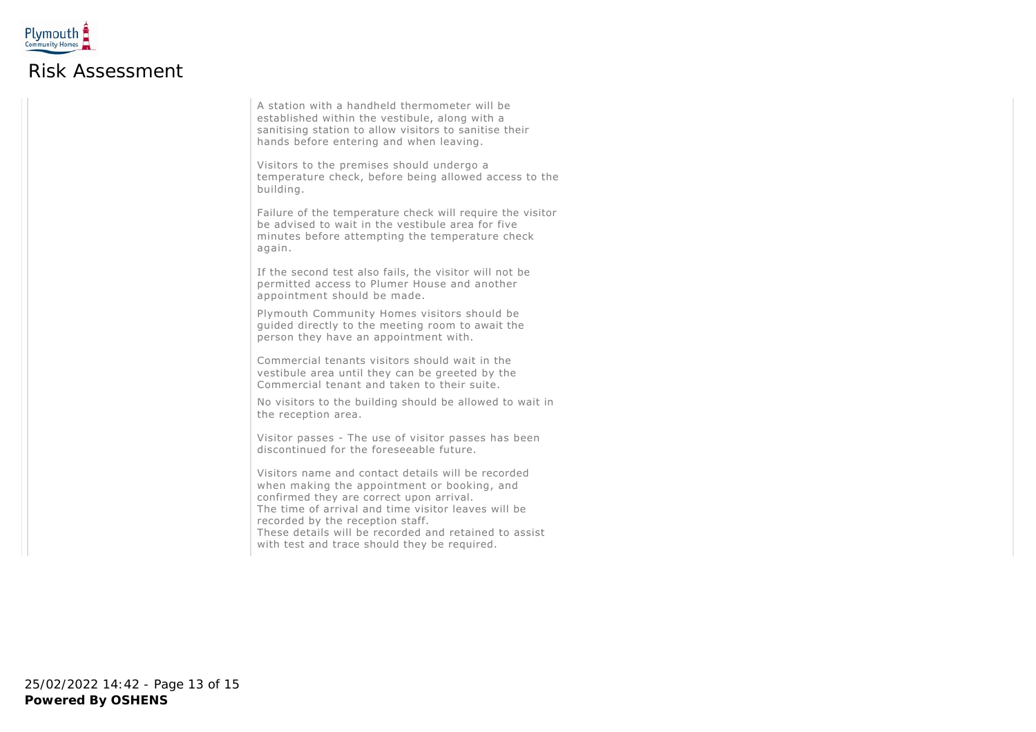# Risk Assessment

| | | |
|---|---|---|
| | A station with a handheld thermometer will be established within the vestibule, along with a sanitising station to allow visitors to sanitise their hands before entering and when leaving.<br><br>Visitors to the premises should undergo a temperature check, before being allowed access to the building.<br><br>Failure of the temperature check will require the visitor be advised to wait in the vestibule area for five minutes before attempting the temperature check again.<br><br>If the second test also fails, the visitor will not be permitted access to Plumer House and another appointment should be made.<br><br>Plymouth Community Homes visitors should be guided directly to the meeting room to await the person they have an appointment with.<br><br>Commercial tenants visitors should wait in the vestibule area until they can be greeted by the Commercial tenant and taken to their suite.<br><br>No visitors to the building should be allowed to wait in the reception area.<br><br>Visitor passes - The use of visitor passes has been discontinued for the foreseeable future.<br><br>Visitors name and contact details will be recorded when making the appointment or booking, and confirmed they are correct upon arrival.<br>The time of arrival and time visitor leaves will be recorded by the reception staff.<br>These details will be recorded and retained to assist with test and trace should they be required. | |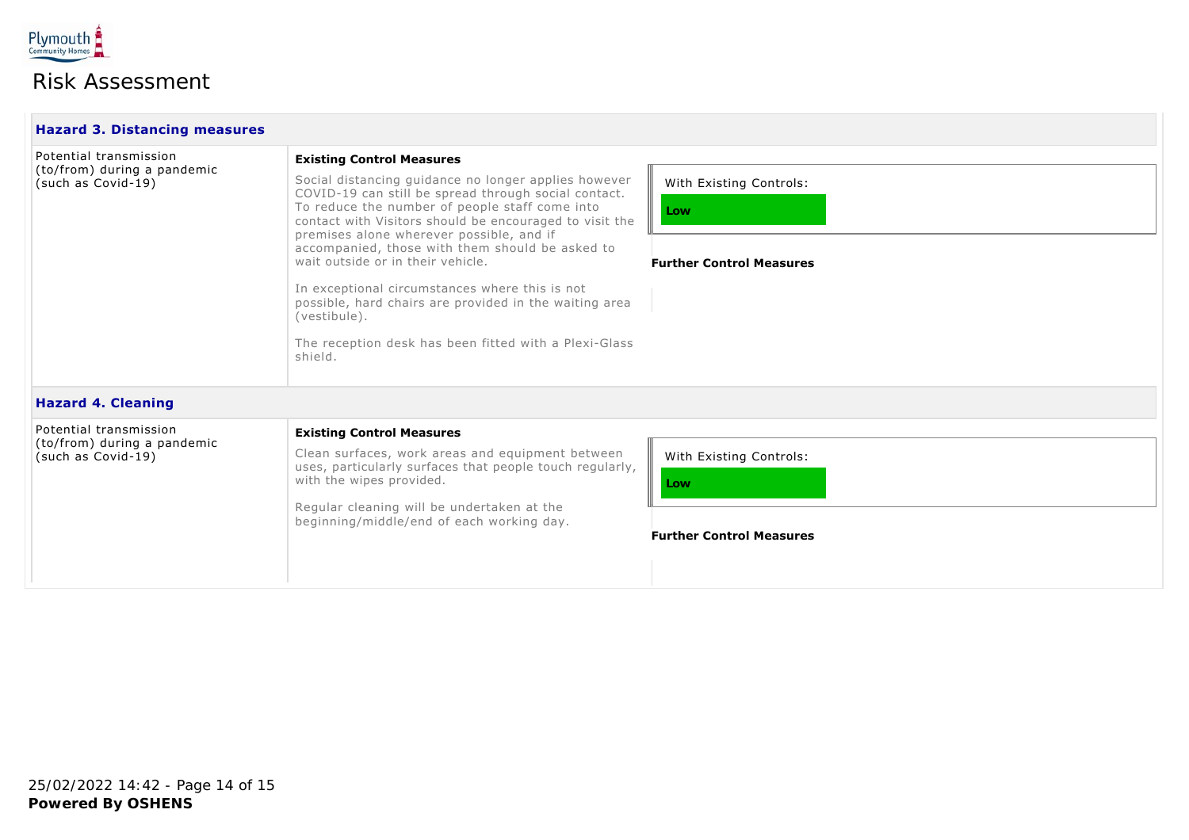# Risk Assessment

### Hazard 3. Distancing measures

| Hazard | Existing Control Measures | Risk Rating / Further Control Measures |
|---|---|---|
| Potential transmission (to/from) during a pandemic (such as Covid-19) | Social distancing guidance no longer applies however COVID-19 can still be spread through social contact. To reduce the number of people staff come into contact with Visitors should be encouraged to visit the premises alone wherever possible, and if accompanied, those with them should be asked to wait outside or in their vehicle.<br><br>In exceptional circumstances where this is not possible, hard chairs are provided in the waiting area (vestibule).<br><br>The reception desk has been fitted with a Plexi-Glass shield. | With Existing Controls: **Low**<br><br>**Further Control Measures** |

### Hazard 4. Cleaning

| Hazard | Existing Control Measures | Risk Rating / Further Control Measures |
|---|---|---|
| Potential transmission (to/from) during a pandemic (such as Covid-19) | Clean surfaces, work areas and equipment between uses, particularly surfaces that people touch regularly, with the wipes provided.<br><br>Regular cleaning will be undertaken at the beginning/middle/end of each working day. | With Existing Controls: **Low**<br><br>**Further Control Measures** |

25/02/2022 14:42

**Powered By OSHENS**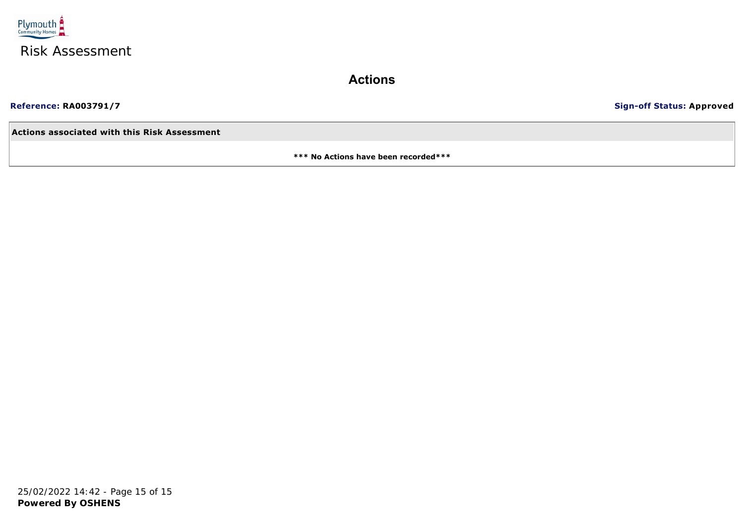Risk Assessment

## Actions

**Reference:** **RA003791/7** **Sign-off Status:** **Approved**

| **Actions associated with this Risk Assessment** |
| --- |
| **\*\*\* No Actions have been recorded\*\*\*** |

25/02/2022 14:42

**Powered By OSHENS**